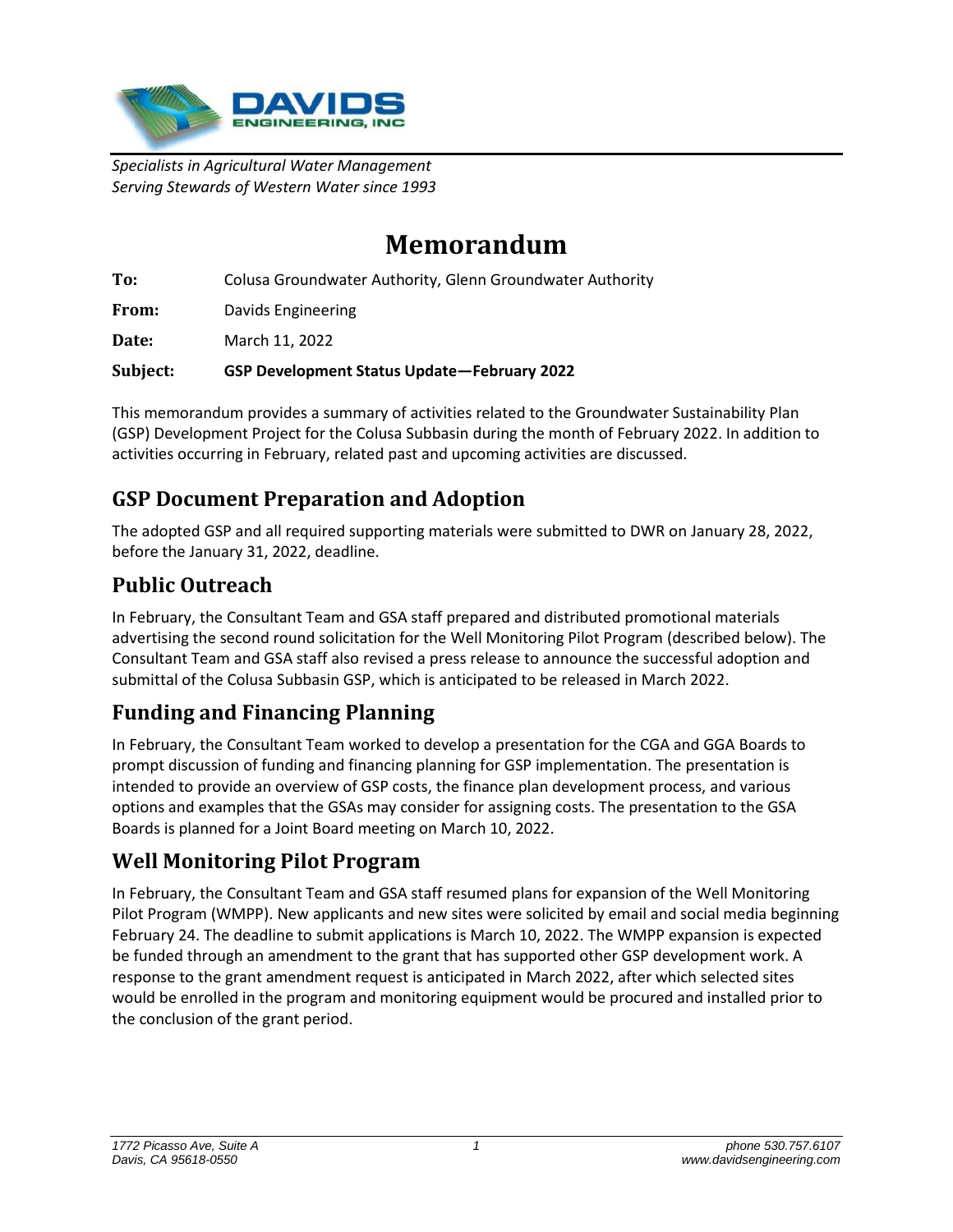*Specialists in Agricultural Water Management*
*Serving Stewards of Western Water since 1993*

# Memorandum

**To:** Colusa Groundwater Authority, Glenn Groundwater Authority

**From:** Davids Engineering

**Date:** March 11, 2022

**Subject:** **GSP Development Status Update—February 2022**

This memorandum provides a summary of activities related to the Groundwater Sustainability Plan (GSP) Development Project for the Colusa Subbasin during the month of February 2022. In addition to activities occurring in February, related past and upcoming activities are discussed.

## GSP Document Preparation and Adoption

The adopted GSP and all required supporting materials were submitted to DWR on January 28, 2022, before the January 31, 2022, deadline.

## Public Outreach

In February, the Consultant Team and GSA staff prepared and distributed promotional materials advertising the second round solicitation for the Well Monitoring Pilot Program (described below). The Consultant Team and GSA staff also revised a press release to announce the successful adoption and submittal of the Colusa Subbasin GSP, which is anticipated to be released in March 2022.

## Funding and Financing Planning

In February, the Consultant Team worked to develop a presentation for the CGA and GGA Boards to prompt discussion of funding and financing planning for GSP implementation. The presentation is intended to provide an overview of GSP costs, the finance plan development process, and various options and examples that the GSAs may consider for assigning costs. The presentation to the GSA Boards is planned for a Joint Board meeting on March 10, 2022.

## Well Monitoring Pilot Program

In February, the Consultant Team and GSA staff resumed plans for expansion of the Well Monitoring Pilot Program (WMPP). New applicants and new sites were solicited by email and social media beginning February 24. The deadline to submit applications is March 10, 2022. The WMPP expansion is expected be funded through an amendment to the grant that has supported other GSP development work. A response to the grant amendment request is anticipated in March 2022, after which selected sites would be enrolled in the program and monitoring equipment would be procured and installed prior to the conclusion of the grant period.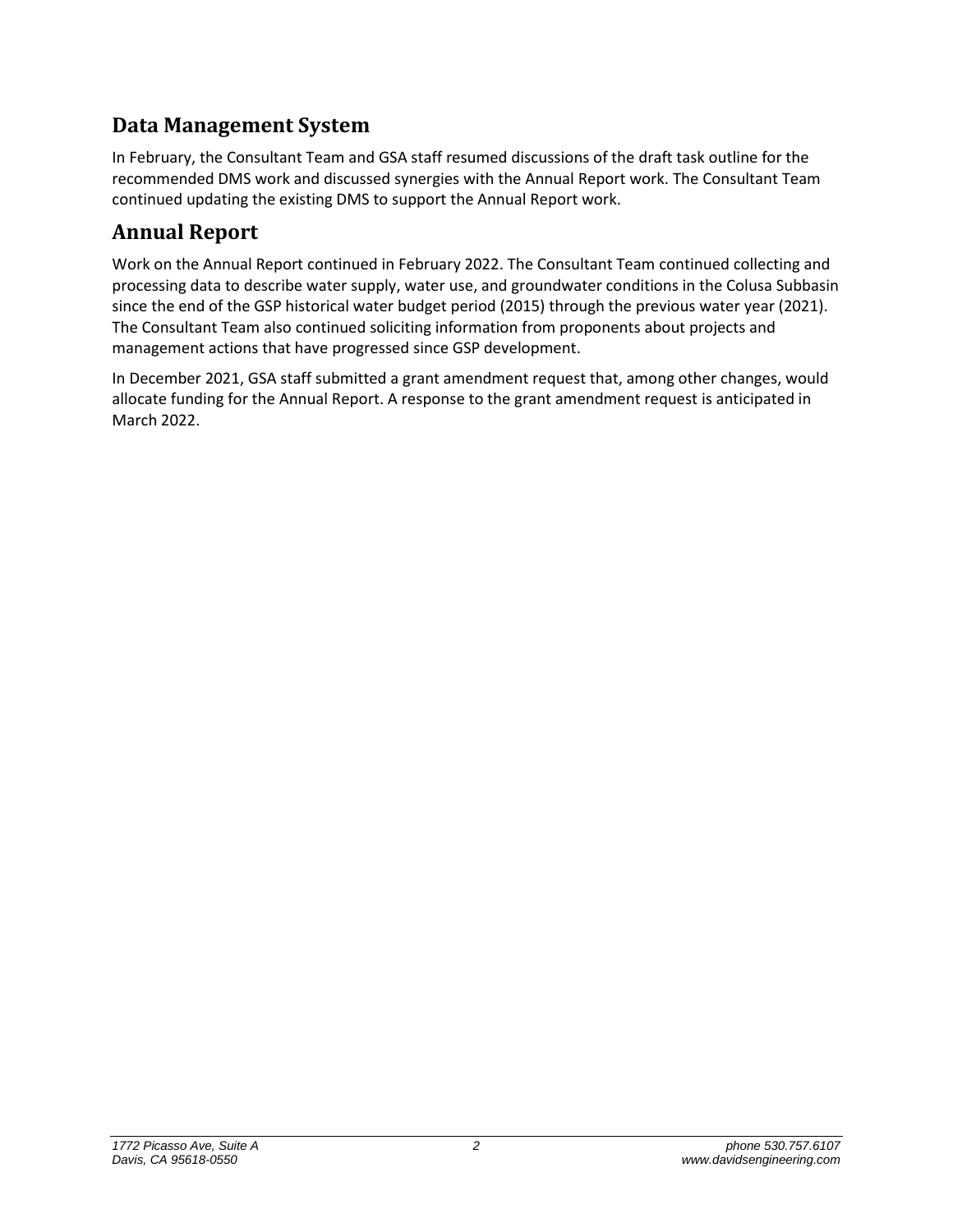## Data Management System

In February, the Consultant Team and GSA staff resumed discussions of the draft task outline for the recommended DMS work and discussed synergies with the Annual Report work. The Consultant Team continued updating the existing DMS to support the Annual Report work.

## Annual Report

Work on the Annual Report continued in February 2022. The Consultant Team continued collecting and processing data to describe water supply, water use, and groundwater conditions in the Colusa Subbasin since the end of the GSP historical water budget period (2015) through the previous water year (2021). The Consultant Team also continued soliciting information from proponents about projects and management actions that have progressed since GSP development.

In December 2021, GSA staff submitted a grant amendment request that, among other changes, would allocate funding for the Annual Report. A response to the grant amendment request is anticipated in March 2022.